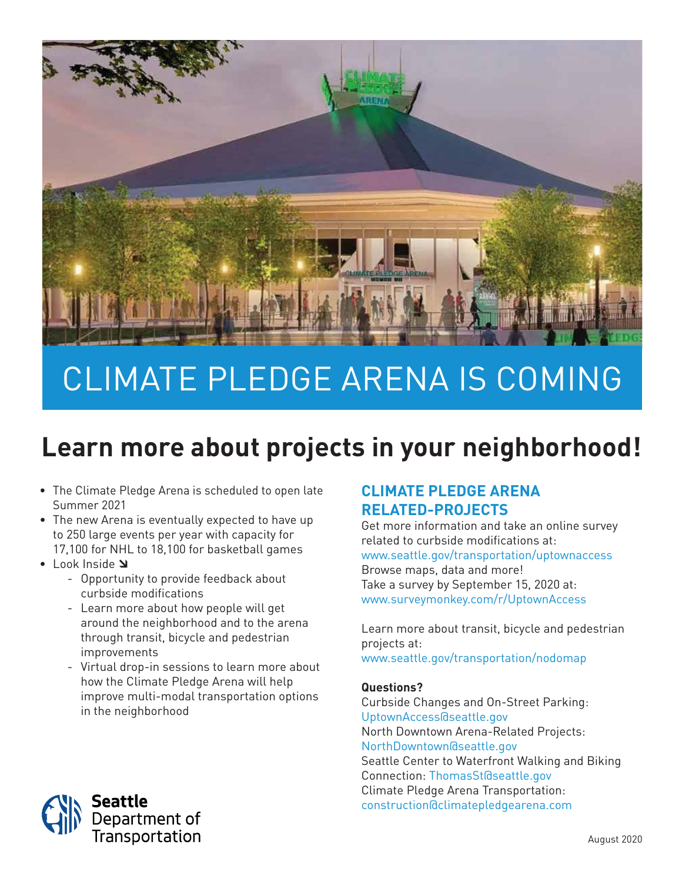# CLIMATE PLEDGE ARENA IS COMING

## Learn more about projects in your neighborhood!

- The Climate Pledge Arena is scheduled to open late Summer 2021
- The new Arena is eventually expected to have up to 250 large events per year with capacity for 17,100 for NHL to 18,100 for basketball games
- Look Inside ↘
  - Opportunity to provide feedback about curbside modifications
  - Learn more about how people will get around the neighborhood and to the arena through transit, bicycle and pedestrian improvements
  - Virtual drop-in sessions to learn more about how the Climate Pledge Arena will help improve multi-modal transportation options in the neighborhood

### CLIMATE PLEDGE ARENA RELATED-PROJECTS

Get more information and take an online survey related to curbside modifications at:
www.seattle.gov/transportation/uptownaccess
Browse maps, data and more!
Take a survey by September 15, 2020 at:
www.surveymonkey.com/r/UptownAccess

Learn more about transit, bicycle and pedestrian projects at:
www.seattle.gov/transportation/nodomap

**Questions?**

Curbside Changes and On-Street Parking:
UptownAccess@seattle.gov
North Downtown Arena-Related Projects:
NorthDowntown@seattle.gov
Seattle Center to Waterfront Walking and Biking Connection: ThomasSt@seattle.gov
Climate Pledge Arena Transportation:
construction@climatepledgearena.com

Seattle Department of Transportation

August 2020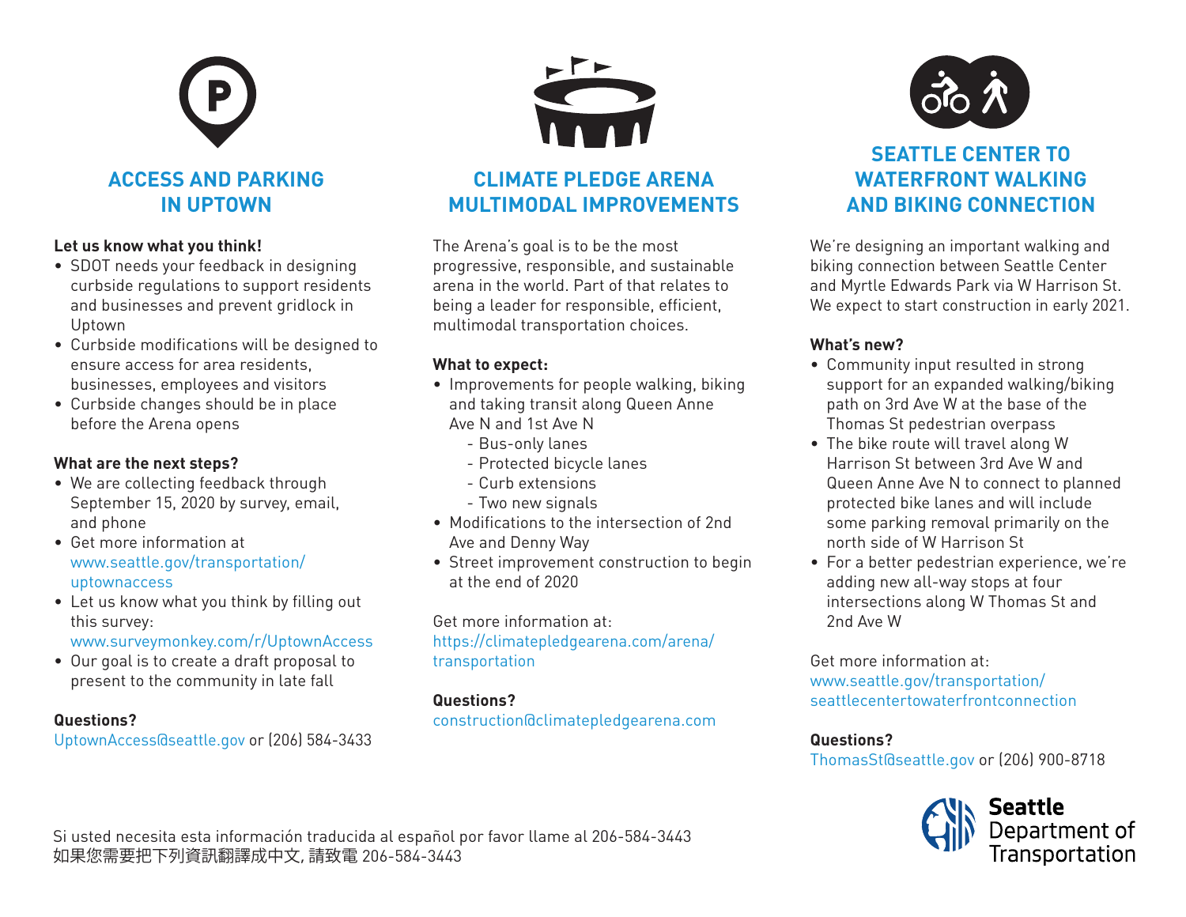## ACCESS AND PARKING IN UPTOWN

**Let us know what you think!**

- SDOT needs your feedback in designing curbside regulations to support residents and businesses and prevent gridlock in Uptown
- Curbside modifications will be designed to ensure access for area residents, businesses, employees and visitors
- Curbside changes should be in place before the Arena opens

**What are the next steps?**

- We are collecting feedback through September 15, 2020 by survey, email, and phone
- Get more information at www.seattle.gov/transportation/uptownaccess
- Let us know what you think by filling out this survey: www.surveymonkey.com/r/UptownAccess
- Our goal is to create a draft proposal to present to the community in late fall

**Questions?**

UptownAccess@seattle.gov or (206) 584-3433

## CLIMATE PLEDGE ARENA MULTIMODAL IMPROVEMENTS

The Arena's goal is to be the most progressive, responsible, and sustainable arena in the world. Part of that relates to being a leader for responsible, efficient, multimodal transportation choices.

**What to expect:**

- Improvements for people walking, biking and taking transit along Queen Anne Ave N and 1st Ave N
  - Bus-only lanes
  - Protected bicycle lanes
  - Curb extensions
  - Two new signals
- Modifications to the intersection of 2nd Ave and Denny Way
- Street improvement construction to begin at the end of 2020

Get more information at:
https://climatepledgearena.com/arena/transportation

**Questions?**

construction@climatepledgearena.com

## SEATTLE CENTER TO WATERFRONT WALKING AND BIKING CONNECTION

We're designing an important walking and biking connection between Seattle Center and Myrtle Edwards Park via W Harrison St. We expect to start construction in early 2021.

**What's new?**

- Community input resulted in strong support for an expanded walking/biking path on 3rd Ave W at the base of the Thomas St pedestrian overpass
- The bike route will travel along W Harrison St between 3rd Ave W and Queen Anne Ave N to connect to planned protected bike lanes and will include some parking removal primarily on the north side of W Harrison St
- For a better pedestrian experience, we're adding new all-way stops at four intersections along W Thomas St and 2nd Ave W

Get more information at:
www.seattle.gov/transportation/seattlecentertowaterfrontconnection

**Questions?**

ThomasSt@seattle.gov or (206) 900-8718

Si usted necesita esta información traducida al español por favor llame al 206-584-3443
如果您需要把下列資訊翻譯成中文, 請致電 206-584-3443

Seattle Department of Transportation